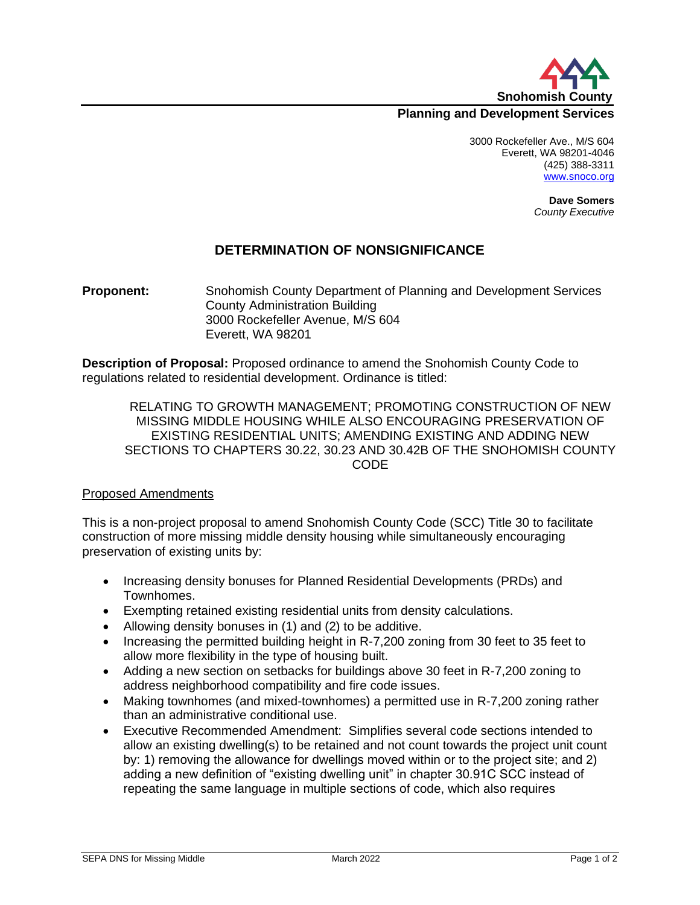Snohomish County

**Planning and Development Services**

3000 Rockefeller Ave., M/S 604
Everett, WA 98201-4046
(425) 388-3311
www.snoco.org

**Dave Somers**
*County Executive*

# DETERMINATION OF NONSIGNIFICANCE

**Proponent:** Snohomish County Department of Planning and Development Services
County Administration Building
3000 Rockefeller Avenue, M/S 604
Everett, WA 98201

**Description of Proposal:** Proposed ordinance to amend the Snohomish County Code to regulations related to residential development. Ordinance is titled:

> RELATING TO GROWTH MANAGEMENT; PROMOTING CONSTRUCTION OF NEW MISSING MIDDLE HOUSING WHILE ALSO ENCOURAGING PRESERVATION OF EXISTING RESIDENTIAL UNITS; AMENDING EXISTING AND ADDING NEW SECTIONS TO CHAPTERS 30.22, 30.23 AND 30.42B OF THE SNOHOMISH COUNTY CODE

## Proposed Amendments

This is a non-project proposal to amend Snohomish County Code (SCC) Title 30 to facilitate construction of more missing middle density housing while simultaneously encouraging preservation of existing units by:

- Increasing density bonuses for Planned Residential Developments (PRDs) and Townhomes.
- Exempting retained existing residential units from density calculations.
- Allowing density bonuses in (1) and (2) to be additive.
- Increasing the permitted building height in R-7,200 zoning from 30 feet to 35 feet to allow more flexibility in the type of housing built.
- Adding a new section on setbacks for buildings above 30 feet in R-7,200 zoning to address neighborhood compatibility and fire code issues.
- Making townhomes (and mixed-townhomes) a permitted use in R-7,200 zoning rather than an administrative conditional use.
- Executive Recommended Amendment: Simplifies several code sections intended to allow an existing dwelling(s) to be retained and not count towards the project unit count by: 1) removing the allowance for dwellings moved within or to the project site; and 2) adding a new definition of "existing dwelling unit" in chapter 30.91C SCC instead of repeating the same language in multiple sections of code, which also requires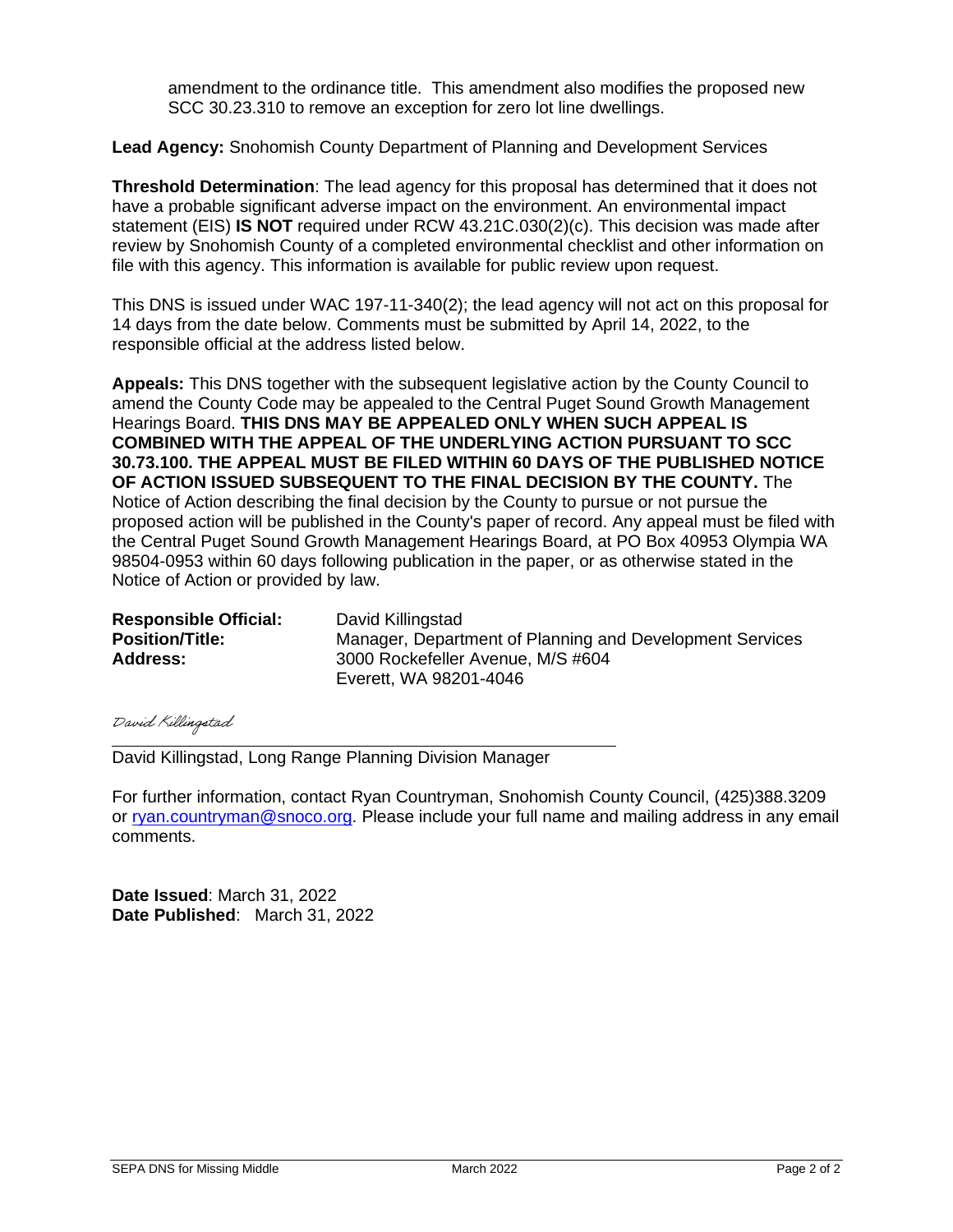amendment to the ordinance title. This amendment also modifies the proposed new SCC 30.23.310 to remove an exception for zero lot line dwellings.

**Lead Agency:** Snohomish County Department of Planning and Development Services

**Threshold Determination**: The lead agency for this proposal has determined that it does not have a probable significant adverse impact on the environment. An environmental impact statement (EIS) **IS NOT** required under RCW 43.21C.030(2)(c). This decision was made after review by Snohomish County of a completed environmental checklist and other information on file with this agency. This information is available for public review upon request.

This DNS is issued under WAC 197-11-340(2); the lead agency will not act on this proposal for 14 days from the date below. Comments must be submitted by April 14, 2022, to the responsible official at the address listed below.

**Appeals:** This DNS together with the subsequent legislative action by the County Council to amend the County Code may be appealed to the Central Puget Sound Growth Management Hearings Board. **THIS DNS MAY BE APPEALED ONLY WHEN SUCH APPEAL IS COMBINED WITH THE APPEAL OF THE UNDERLYING ACTION PURSUANT TO SCC 30.73.100. THE APPEAL MUST BE FILED WITHIN 60 DAYS OF THE PUBLISHED NOTICE OF ACTION ISSUED SUBSEQUENT TO THE FINAL DECISION BY THE COUNTY.** The Notice of Action describing the final decision by the County to pursue or not pursue the proposed action will be published in the County's paper of record. Any appeal must be filed with the Central Puget Sound Growth Management Hearings Board, at PO Box 40953 Olympia WA 98504-0953 within 60 days following publication in the paper, or as otherwise stated in the Notice of Action or provided by law.

**Responsible Official:** David Killingstad
**Position/Title:** Manager, Department of Planning and Development Services
**Address:** 3000 Rockefeller Avenue, M/S #604
Everett, WA 98201-4046

*David Killingstad*

David Killingstad, Long Range Planning Division Manager

For further information, contact Ryan Countryman, Snohomish County Council, (425)388.3209 or ryan.countryman@snoco.org. Please include your full name and mailing address in any email comments.

**Date Issued**: March 31, 2022
**Date Published**: March 31, 2022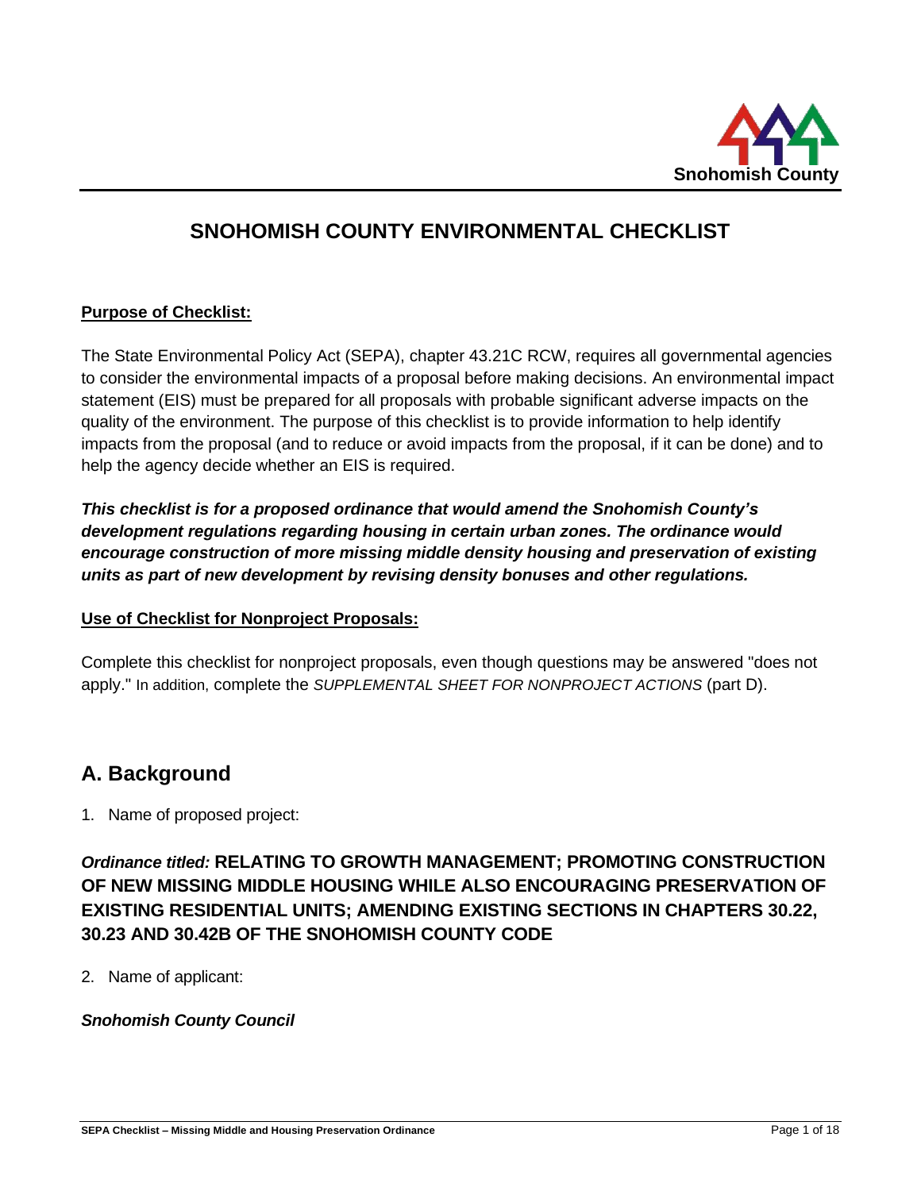# SNOHOMISH COUNTY ENVIRONMENTAL CHECKLIST

**Purpose of Checklist:**

The State Environmental Policy Act (SEPA), chapter 43.21C RCW, requires all governmental agencies to consider the environmental impacts of a proposal before making decisions. An environmental impact statement (EIS) must be prepared for all proposals with probable significant adverse impacts on the quality of the environment. The purpose of this checklist is to provide information to help identify impacts from the proposal (and to reduce or avoid impacts from the proposal, if it can be done) and to help the agency decide whether an EIS is required.

***This checklist is for a proposed ordinance that would amend the Snohomish County's development regulations regarding housing in certain urban zones. The ordinance would encourage construction of more missing middle density housing and preservation of existing units as part of new development by revising density bonuses and other regulations.***

**Use of Checklist for Nonproject Proposals:**

Complete this checklist for nonproject proposals, even though questions may be answered "does not apply." In addition, complete the *SUPPLEMENTAL SHEET FOR NONPROJECT ACTIONS* (part D).

## A. Background

1. Name of proposed project:

***Ordinance titled:*** **RELATING TO GROWTH MANAGEMENT; PROMOTING CONSTRUCTION OF NEW MISSING MIDDLE HOUSING WHILE ALSO ENCOURAGING PRESERVATION OF EXISTING RESIDENTIAL UNITS; AMENDING EXISTING SECTIONS IN CHAPTERS 30.22, 30.23 AND 30.42B OF THE SNOHOMISH COUNTY CODE**

2. Name of applicant:

***Snohomish County Council***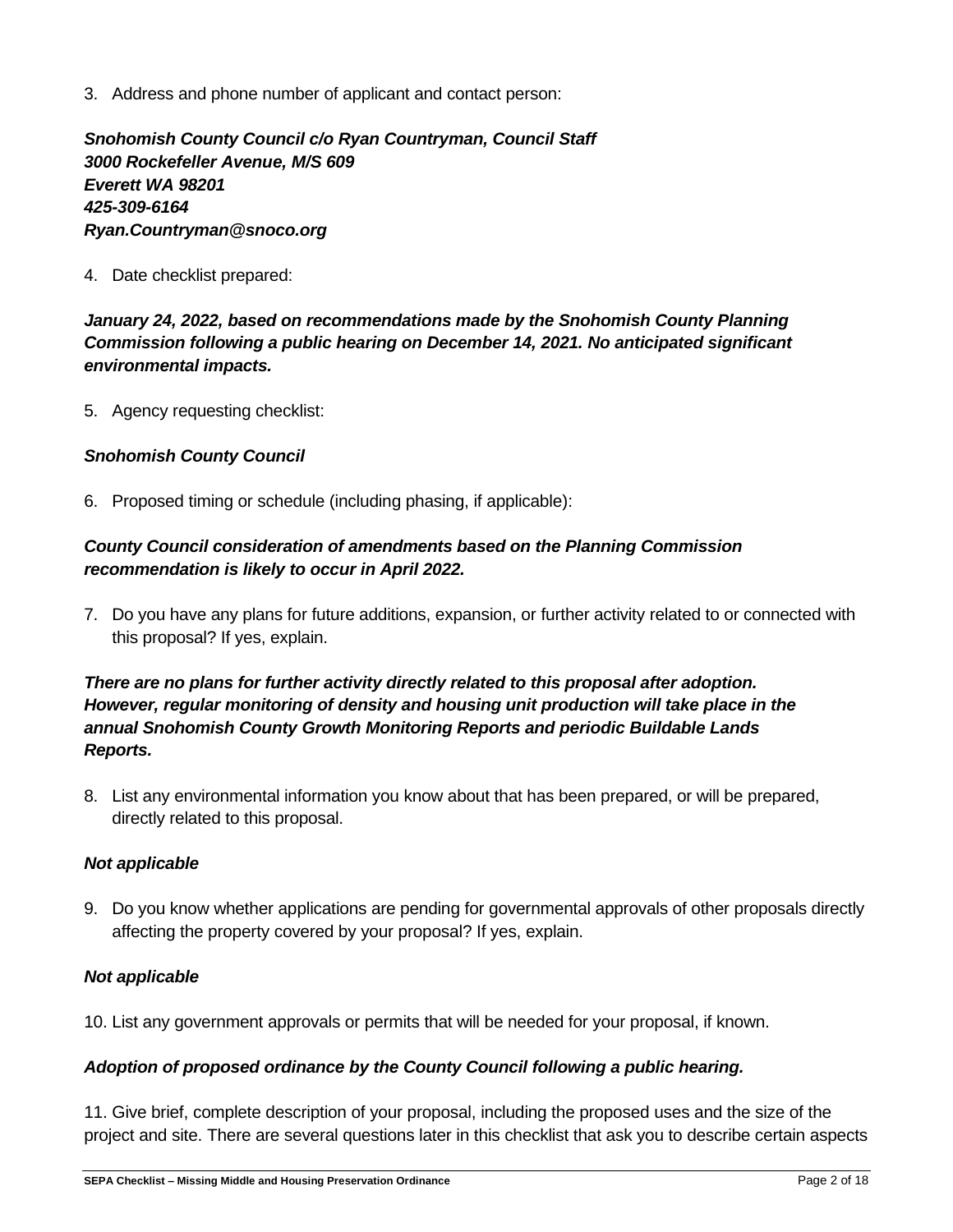3. Address and phone number of applicant and contact person:

***Snohomish County Council c/o Ryan Countryman, Council Staff***
***3000 Rockefeller Avenue, M/S 609***
***Everett WA 98201***
***425-309-6164***
***Ryan.Countryman@snoco.org***

4. Date checklist prepared:

***January 24, 2022, based on recommendations made by the Snohomish County Planning Commission following a public hearing on December 14, 2021. No anticipated significant environmental impacts.***

5. Agency requesting checklist:

***Snohomish County Council***

6. Proposed timing or schedule (including phasing, if applicable):

***County Council consideration of amendments based on the Planning Commission recommendation is likely to occur in April 2022.***

7. Do you have any plans for future additions, expansion, or further activity related to or connected with this proposal? If yes, explain.

***There are no plans for further activity directly related to this proposal after adoption. However, regular monitoring of density and housing unit production will take place in the annual Snohomish County Growth Monitoring Reports and periodic Buildable Lands Reports.***

8. List any environmental information you know about that has been prepared, or will be prepared, directly related to this proposal.

***Not applicable***

9. Do you know whether applications are pending for governmental approvals of other proposals directly affecting the property covered by your proposal? If yes, explain.

***Not applicable***

10. List any government approvals or permits that will be needed for your proposal, if known.

***Adoption of proposed ordinance by the County Council following a public hearing.***

11. Give brief, complete description of your proposal, including the proposed uses and the size of the project and site. There are several questions later in this checklist that ask you to describe certain aspects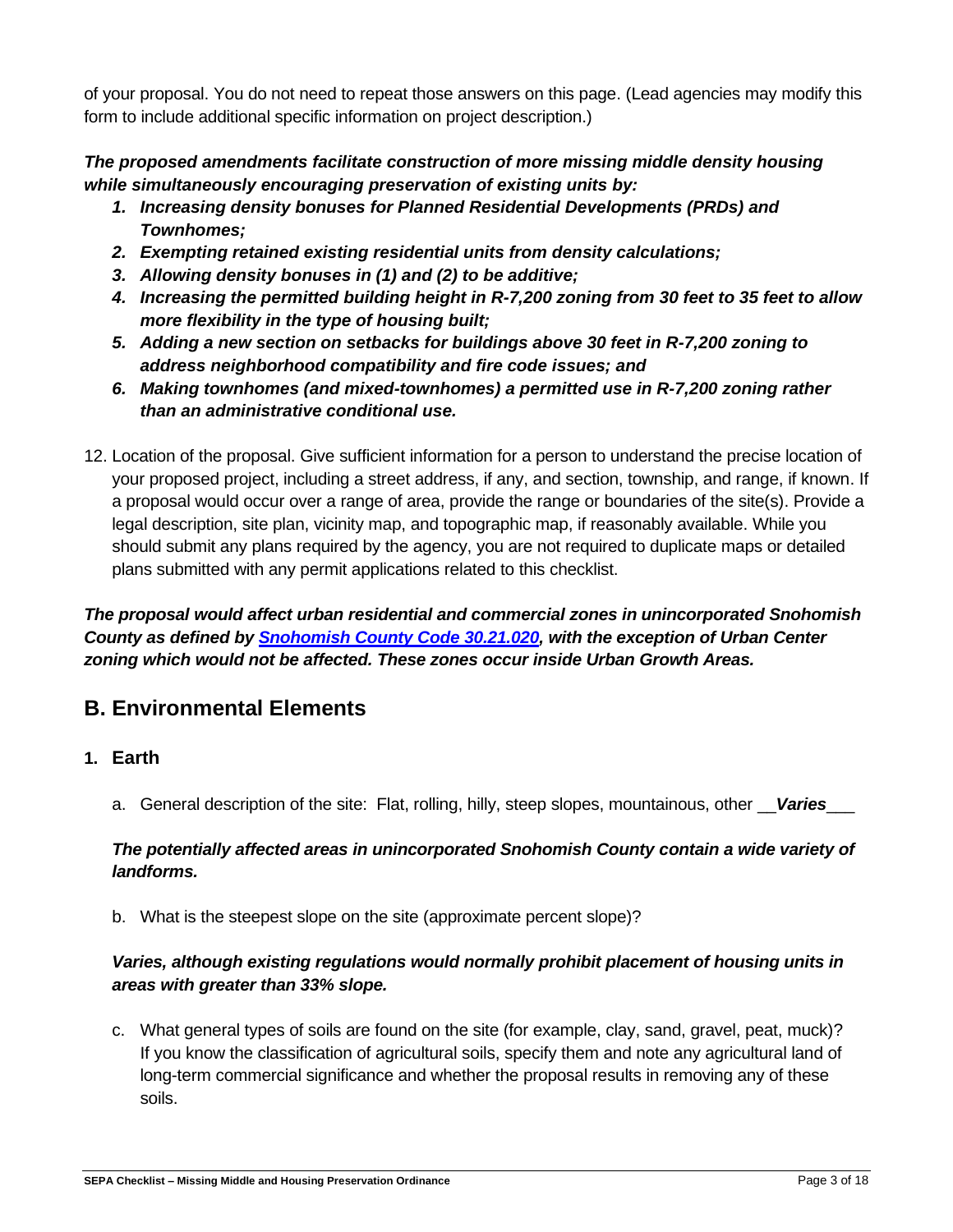of your proposal. You do not need to repeat those answers on this page. (Lead agencies may modify this form to include additional specific information on project description.)

***The proposed amendments facilitate construction of more missing middle density housing while simultaneously encouraging preservation of existing units by:***

1. ***Increasing density bonuses for Planned Residential Developments (PRDs) and Townhomes;***
2. ***Exempting retained existing residential units from density calculations;***
3. ***Allowing density bonuses in (1) and (2) to be additive;***
4. ***Increasing the permitted building height in R-7,200 zoning from 30 feet to 35 feet to allow more flexibility in the type of housing built;***
5. ***Adding a new section on setbacks for buildings above 30 feet in R-7,200 zoning to address neighborhood compatibility and fire code issues; and***
6. ***Making townhomes (and mixed-townhomes) a permitted use in R-7,200 zoning rather than an administrative conditional use.***

12. Location of the proposal. Give sufficient information for a person to understand the precise location of your proposed project, including a street address, if any, and section, township, and range, if known. If a proposal would occur over a range of area, provide the range or boundaries of the site(s). Provide a legal description, site plan, vicinity map, and topographic map, if reasonably available. While you should submit any plans required by the agency, you are not required to duplicate maps or detailed plans submitted with any permit applications related to this checklist.

***The proposal would affect urban residential and commercial zones in unincorporated Snohomish County as defined by Snohomish County Code 30.21.020, with the exception of Urban Center zoning which would not be affected. These zones occur inside Urban Growth Areas.***

## B. Environmental Elements

### 1. Earth

a. General description of the site: Flat, rolling, hilly, steep slopes, mountainous, other __***Varies***___

***The potentially affected areas in unincorporated Snohomish County contain a wide variety of landforms.***

b. What is the steepest slope on the site (approximate percent slope)?

***Varies, although existing regulations would normally prohibit placement of housing units in areas with greater than 33% slope.***

c. What general types of soils are found on the site (for example, clay, sand, gravel, peat, muck)? If you know the classification of agricultural soils, specify them and note any agricultural land of long-term commercial significance and whether the proposal results in removing any of these soils.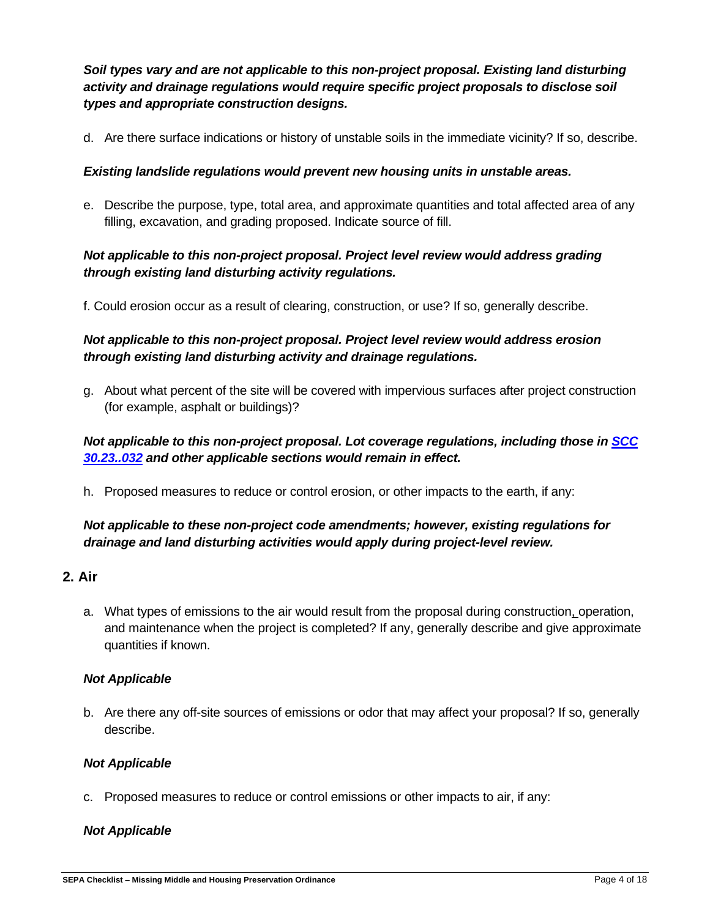***Soil types vary and are not applicable to this non-project proposal. Existing land disturbing activity and drainage regulations would require specific project proposals to disclose soil types and appropriate construction designs.***

d. Are there surface indications or history of unstable soils in the immediate vicinity? If so, describe.

***Existing landslide regulations would prevent new housing units in unstable areas.***

e. Describe the purpose, type, total area, and approximate quantities and total affected area of any filling, excavation, and grading proposed. Indicate source of fill.

***Not applicable to this non-project proposal. Project level review would address grading through existing land disturbing activity regulations.***

f. Could erosion occur as a result of clearing, construction, or use? If so, generally describe.

***Not applicable to this non-project proposal. Project level review would address erosion through existing land disturbing activity and drainage regulations.***

g. About what percent of the site will be covered with impervious surfaces after project construction (for example, asphalt or buildings)?

***Not applicable to this non-project proposal. Lot coverage regulations, including those in SCC 30.23..032 and other applicable sections would remain in effect.***

h. Proposed measures to reduce or control erosion, or other impacts to the earth, if any:

***Not applicable to these non-project code amendments; however, existing regulations for drainage and land disturbing activities would apply during project-level review.***

## 2. Air

a. What types of emissions to the air would result from the proposal during construction, operation, and maintenance when the project is completed? If any, generally describe and give approximate quantities if known.

***Not Applicable***

b. Are there any off-site sources of emissions or odor that may affect your proposal? If so, generally describe.

***Not Applicable***

c. Proposed measures to reduce or control emissions or other impacts to air, if any:

***Not Applicable***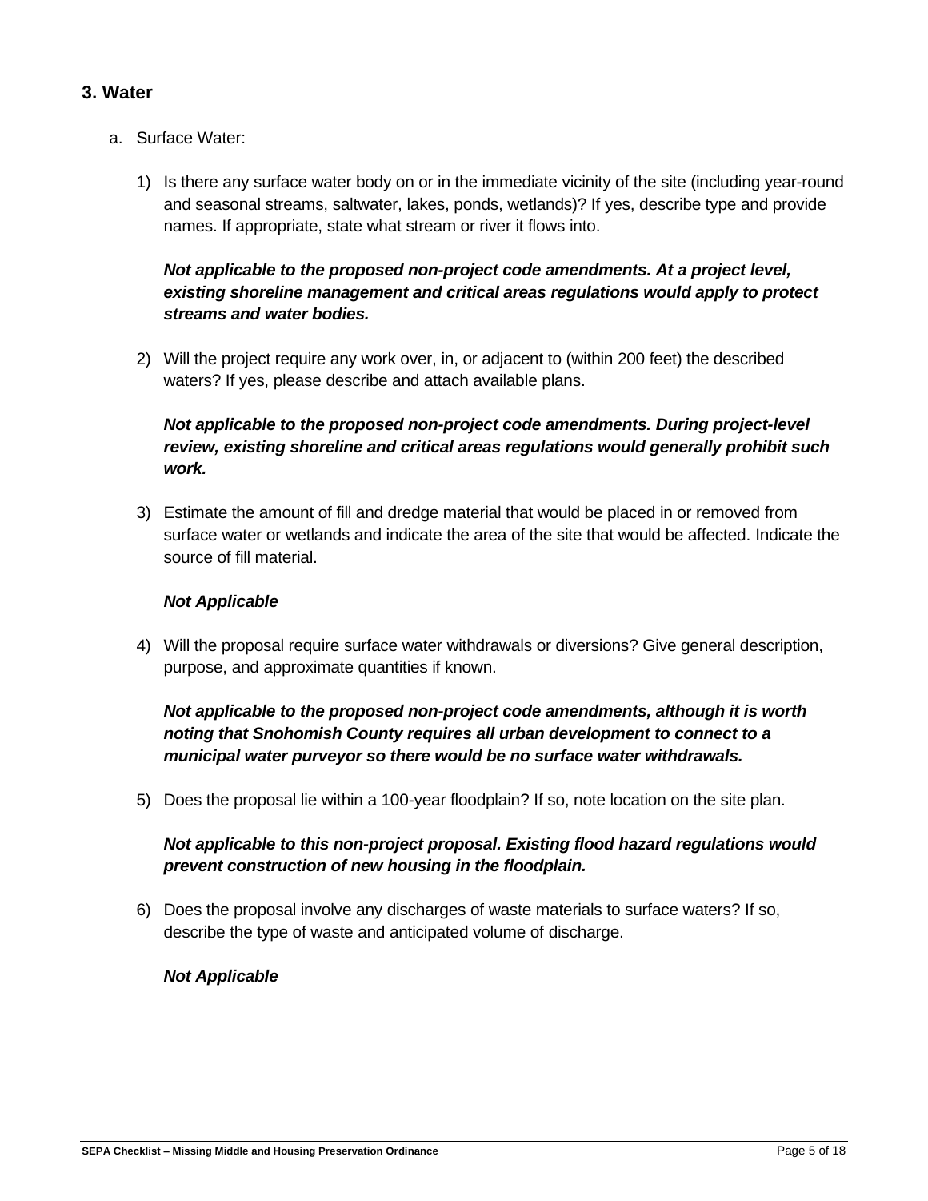## 3. Water

a. Surface Water:

1) Is there any surface water body on or in the immediate vicinity of the site (including year-round and seasonal streams, saltwater, lakes, ponds, wetlands)? If yes, describe type and provide names. If appropriate, state what stream or river it flows into.

   ***Not applicable to the proposed non-project code amendments. At a project level, existing shoreline management and critical areas regulations would apply to protect streams and water bodies.***

2) Will the project require any work over, in, or adjacent to (within 200 feet) the described waters? If yes, please describe and attach available plans.

   ***Not applicable to the proposed non-project code amendments. During project-level review, existing shoreline and critical areas regulations would generally prohibit such work.***

3) Estimate the amount of fill and dredge material that would be placed in or removed from surface water or wetlands and indicate the area of the site that would be affected. Indicate the source of fill material.

   ***Not Applicable***

4) Will the proposal require surface water withdrawals or diversions? Give general description, purpose, and approximate quantities if known.

   ***Not applicable to the proposed non-project code amendments, although it is worth noting that Snohomish County requires all urban development to connect to a municipal water purveyor so there would be no surface water withdrawals.***

5) Does the proposal lie within a 100-year floodplain? If so, note location on the site plan.

   ***Not applicable to this non-project proposal. Existing flood hazard regulations would prevent construction of new housing in the floodplain.***

6) Does the proposal involve any discharges of waste materials to surface waters? If so, describe the type of waste and anticipated volume of discharge.

   ***Not Applicable***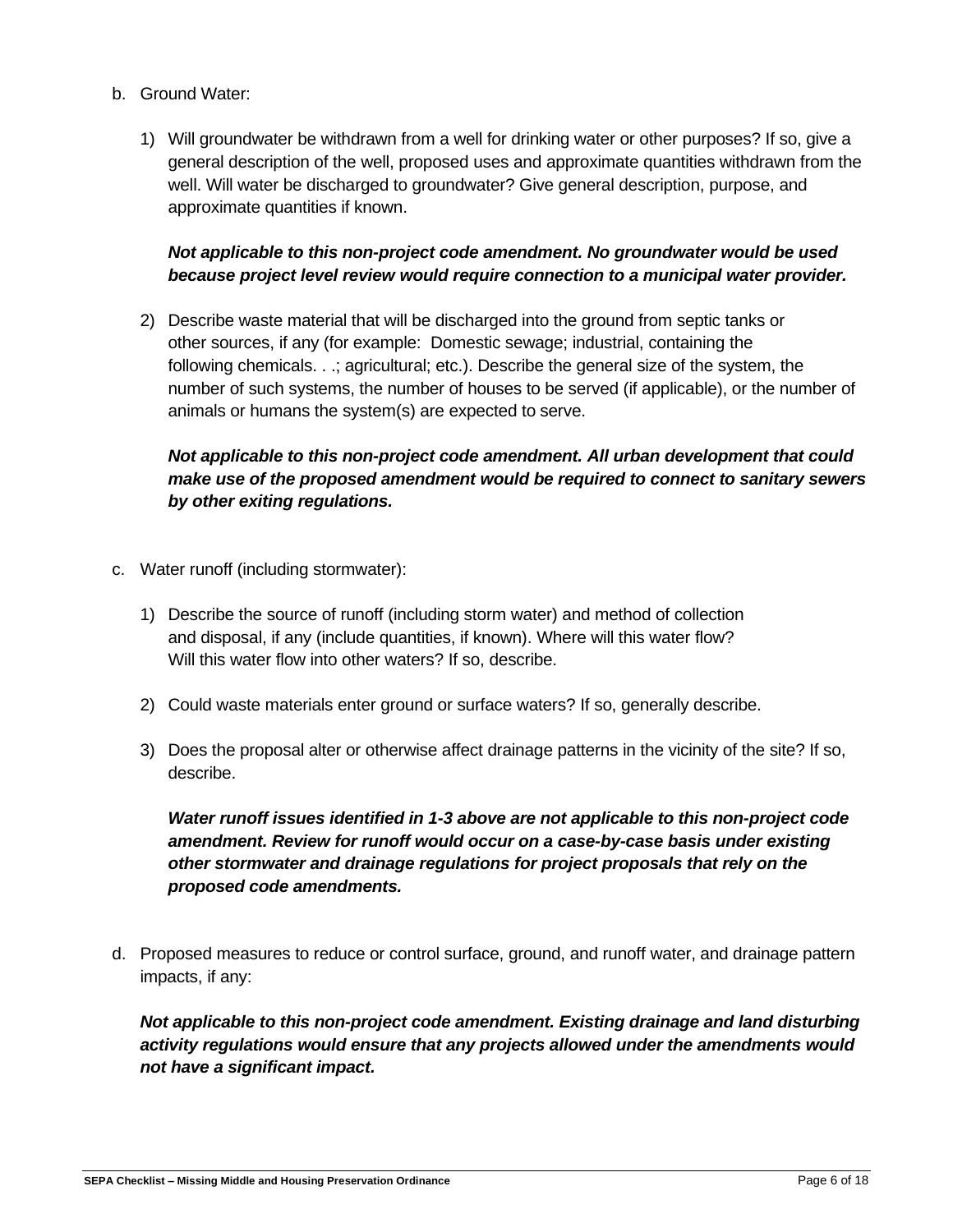b. Ground Water:

1) Will groundwater be withdrawn from a well for drinking water or other purposes? If so, give a general description of the well, proposed uses and approximate quantities withdrawn from the well. Will water be discharged to groundwater? Give general description, purpose, and approximate quantities if known.

   ***Not applicable to this non-project code amendment. No groundwater would be used because project level review would require connection to a municipal water provider.***

2) Describe waste material that will be discharged into the ground from septic tanks or other sources, if any (for example: Domestic sewage; industrial, containing the following chemicals. . .; agricultural; etc.). Describe the general size of the system, the number of such systems, the number of houses to be served (if applicable), or the number of animals or humans the system(s) are expected to serve.

   ***Not applicable to this non-project code amendment. All urban development that could make use of the proposed amendment would be required to connect to sanitary sewers by other exiting regulations.***

c. Water runoff (including stormwater):

1) Describe the source of runoff (including storm water) and method of collection and disposal, if any (include quantities, if known). Where will this water flow? Will this water flow into other waters? If so, describe.

2) Could waste materials enter ground or surface waters? If so, generally describe.

3) Does the proposal alter or otherwise affect drainage patterns in the vicinity of the site? If so, describe.

   ***Water runoff issues identified in 1-3 above are not applicable to this non-project code amendment. Review for runoff would occur on a case-by-case basis under existing other stormwater and drainage regulations for project proposals that rely on the proposed code amendments.***

d. Proposed measures to reduce or control surface, ground, and runoff water, and drainage pattern impacts, if any:

   ***Not applicable to this non-project code amendment. Existing drainage and land disturbing activity regulations would ensure that any projects allowed under the amendments would not have a significant impact.***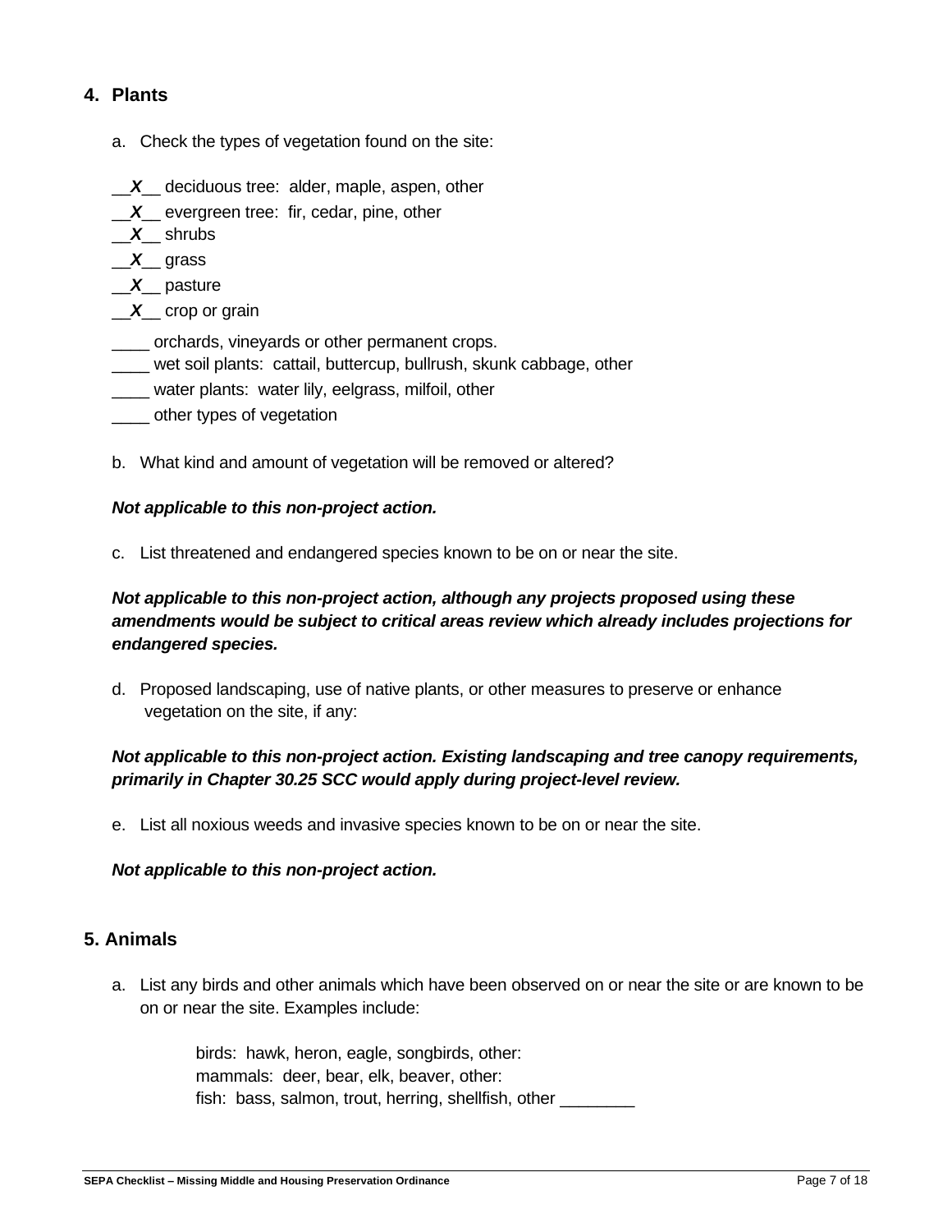## 4. Plants

a. Check the types of vegetation found on the site:

__*X*__ deciduous tree: alder, maple, aspen, other
__*X*__ evergreen tree: fir, cedar, pine, other
__*X*__ shrubs
__*X*__ grass
__*X*__ pasture
__*X*__ crop or grain
____ orchards, vineyards or other permanent crops.
____ wet soil plants: cattail, buttercup, bullrush, skunk cabbage, other
____ water plants: water lily, eelgrass, milfoil, other
____ other types of vegetation

b. What kind and amount of vegetation will be removed or altered?

***Not applicable to this non-project action.***

c. List threatened and endangered species known to be on or near the site.

***Not applicable to this non-project action, although any projects proposed using these amendments would be subject to critical areas review which already includes projections for endangered species.***

d. Proposed landscaping, use of native plants, or other measures to preserve or enhance vegetation on the site, if any:

***Not applicable to this non-project action. Existing landscaping and tree canopy requirements, primarily in Chapter 30.25 SCC would apply during project-level review.***

e. List all noxious weeds and invasive species known to be on or near the site.

***Not applicable to this non-project action.***

## 5. Animals

a. List any birds and other animals which have been observed on or near the site or are known to be on or near the site. Examples include:

birds: hawk, heron, eagle, songbirds, other:
mammals: deer, bear, elk, beaver, other:
fish: bass, salmon, trout, herring, shellfish, other ________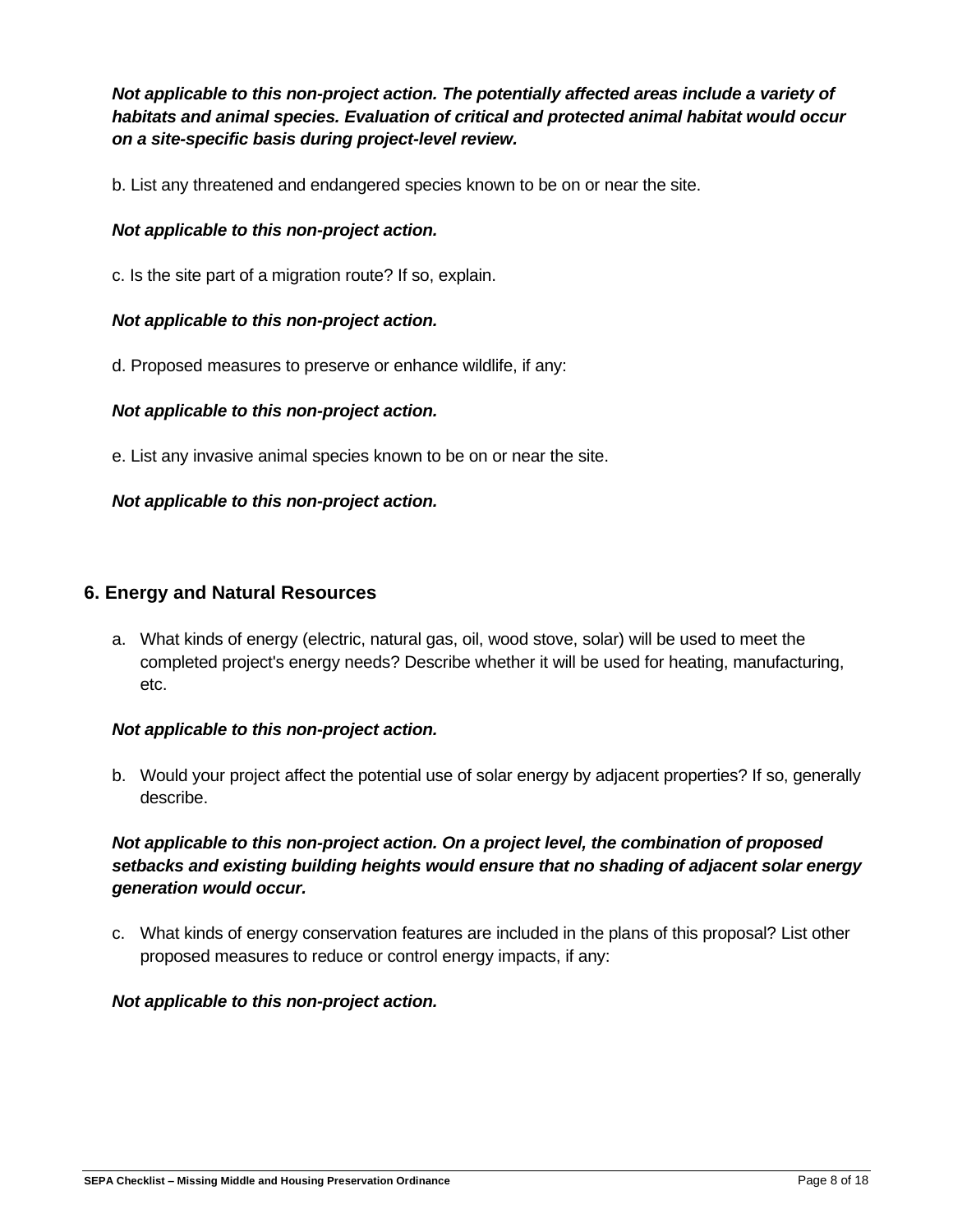***Not applicable to this non-project action. The potentially affected areas include a variety of habitats and animal species. Evaluation of critical and protected animal habitat would occur on a site-specific basis during project-level review.***

b. List any threatened and endangered species known to be on or near the site.

***Not applicable to this non-project action.***

c. Is the site part of a migration route? If so, explain.

***Not applicable to this non-project action.***

d. Proposed measures to preserve or enhance wildlife, if any:

***Not applicable to this non-project action.***

e. List any invasive animal species known to be on or near the site.

***Not applicable to this non-project action.***

## 6. Energy and Natural Resources

a. What kinds of energy (electric, natural gas, oil, wood stove, solar) will be used to meet the completed project's energy needs? Describe whether it will be used for heating, manufacturing, etc.

***Not applicable to this non-project action.***

b. Would your project affect the potential use of solar energy by adjacent properties? If so, generally describe.

***Not applicable to this non-project action. On a project level, the combination of proposed setbacks and existing building heights would ensure that no shading of adjacent solar energy generation would occur.***

c. What kinds of energy conservation features are included in the plans of this proposal? List other proposed measures to reduce or control energy impacts, if any:

***Not applicable to this non-project action.***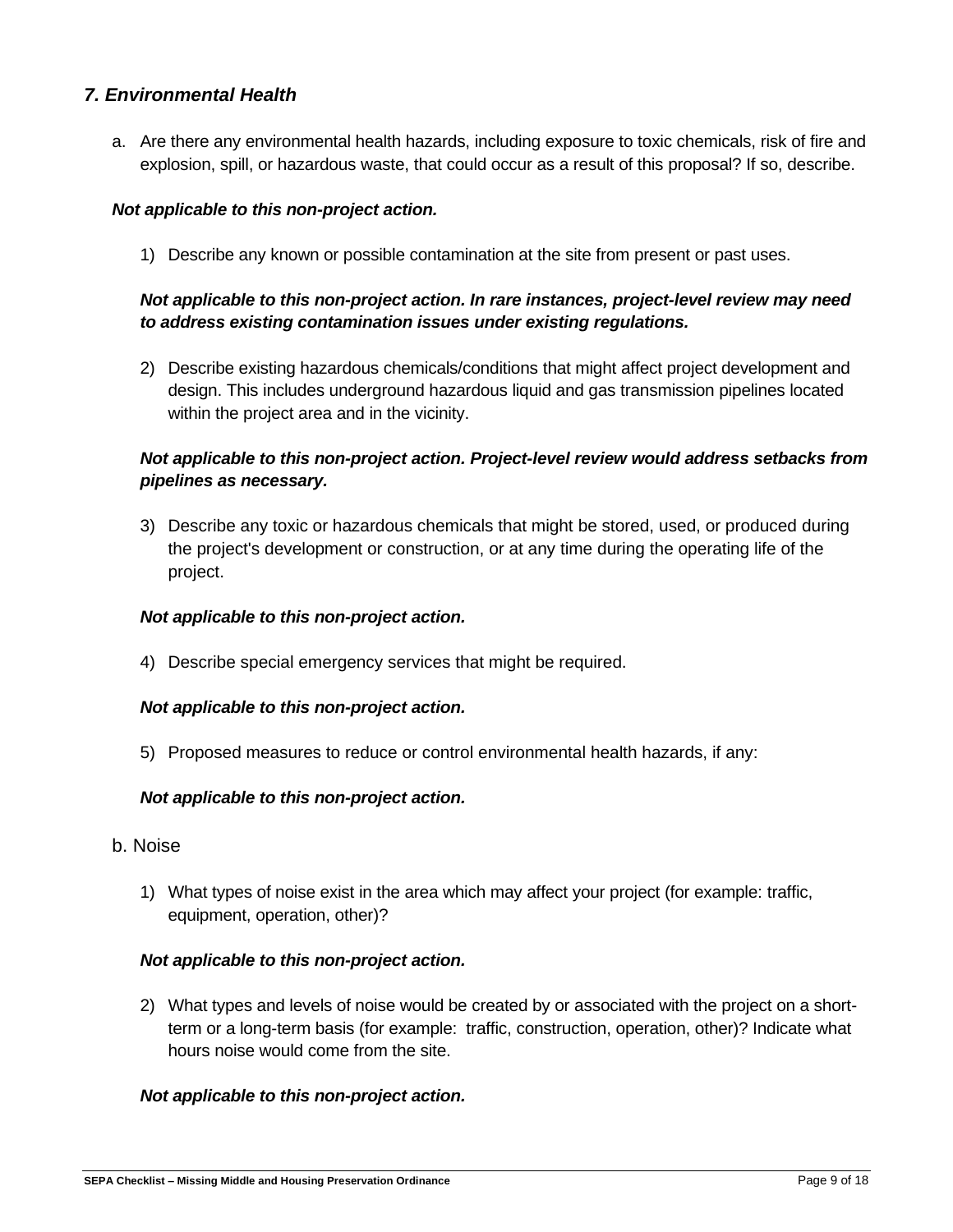## *7. Environmental Health*

a. Are there any environmental health hazards, including exposure to toxic chemicals, risk of fire and explosion, spill, or hazardous waste, that could occur as a result of this proposal? If so, describe.

***Not applicable to this non-project action.***

1) Describe any known or possible contamination at the site from present or past uses.

***Not applicable to this non-project action. In rare instances, project-level review may need to address existing contamination issues under existing regulations.***

2) Describe existing hazardous chemicals/conditions that might affect project development and design. This includes underground hazardous liquid and gas transmission pipelines located within the project area and in the vicinity.

***Not applicable to this non-project action. Project-level review would address setbacks from pipelines as necessary.***

3) Describe any toxic or hazardous chemicals that might be stored, used, or produced during the project's development or construction, or at any time during the operating life of the project.

***Not applicable to this non-project action.***

4) Describe special emergency services that might be required.

***Not applicable to this non-project action.***

5) Proposed measures to reduce or control environmental health hazards, if any:

***Not applicable to this non-project action.***

b. Noise

1) What types of noise exist in the area which may affect your project (for example: traffic, equipment, operation, other)?

***Not applicable to this non-project action.***

2) What types and levels of noise would be created by or associated with the project on a short-term or a long-term basis (for example: traffic, construction, operation, other)? Indicate what hours noise would come from the site.

***Not applicable to this non-project action.***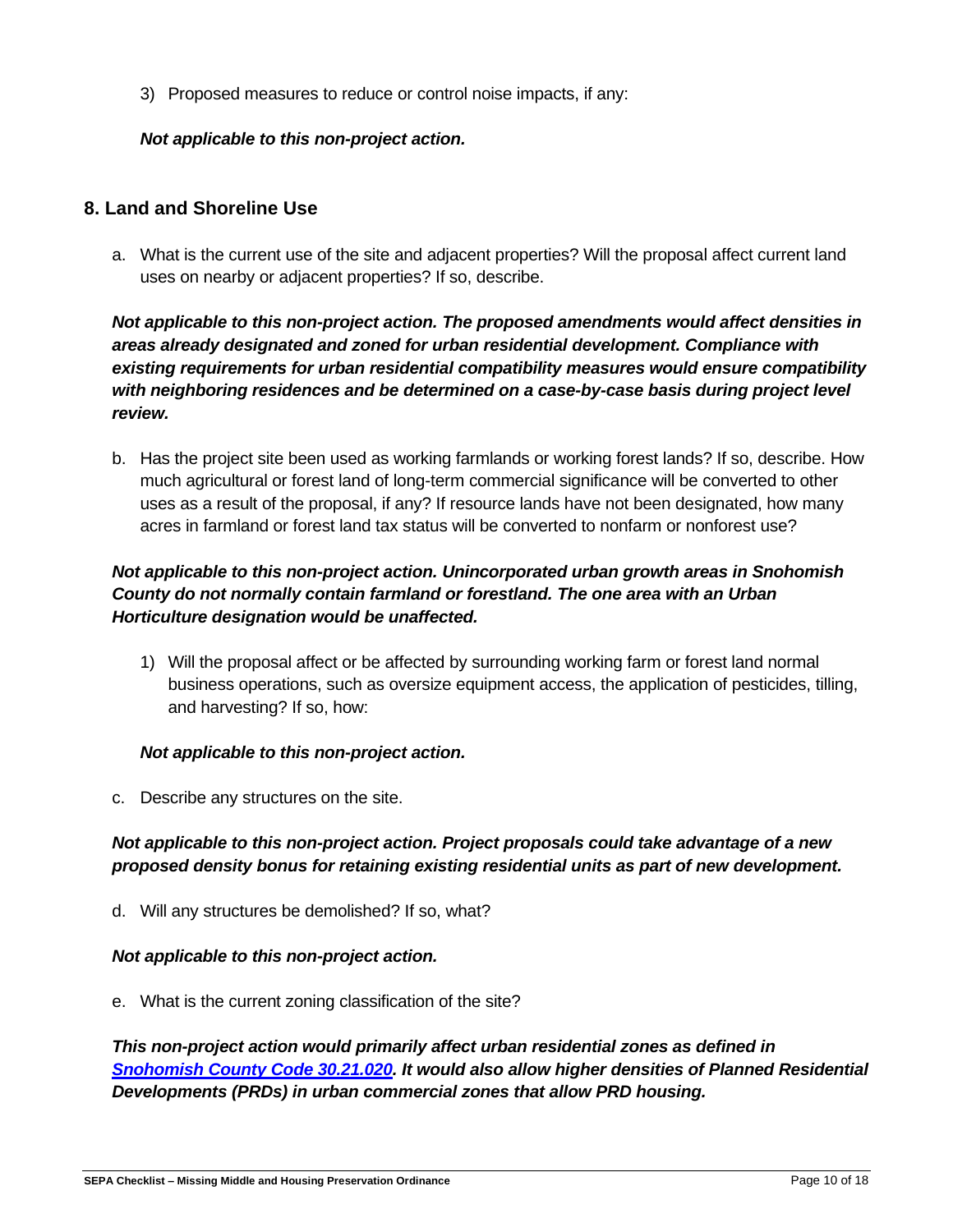3) Proposed measures to reduce or control noise impacts, if any:

***Not applicable to this non-project action.***

## 8. Land and Shoreline Use

a. What is the current use of the site and adjacent properties? Will the proposal affect current land uses on nearby or adjacent properties? If so, describe.

***Not applicable to this non-project action. The proposed amendments would affect densities in areas already designated and zoned for urban residential development. Compliance with existing requirements for urban residential compatibility measures would ensure compatibility with neighboring residences and be determined on a case-by-case basis during project level review.***

b. Has the project site been used as working farmlands or working forest lands? If so, describe. How much agricultural or forest land of long-term commercial significance will be converted to other uses as a result of the proposal, if any? If resource lands have not been designated, how many acres in farmland or forest land tax status will be converted to nonfarm or nonforest use?

***Not applicable to this non-project action. Unincorporated urban growth areas in Snohomish County do not normally contain farmland or forestland. The one area with an Urban Horticulture designation would be unaffected.***

1) Will the proposal affect or be affected by surrounding working farm or forest land normal business operations, such as oversize equipment access, the application of pesticides, tilling, and harvesting? If so, how:

***Not applicable to this non-project action.***

c. Describe any structures on the site.

***Not applicable to this non-project action. Project proposals could take advantage of a new proposed density bonus for retaining existing residential units as part of new development.***

d. Will any structures be demolished? If so, what?

***Not applicable to this non-project action.***

e. What is the current zoning classification of the site?

***This non-project action would primarily affect urban residential zones as defined in [Snohomish County Code 30.21.020](). It would also allow higher densities of Planned Residential Developments (PRDs) in urban commercial zones that allow PRD housing.***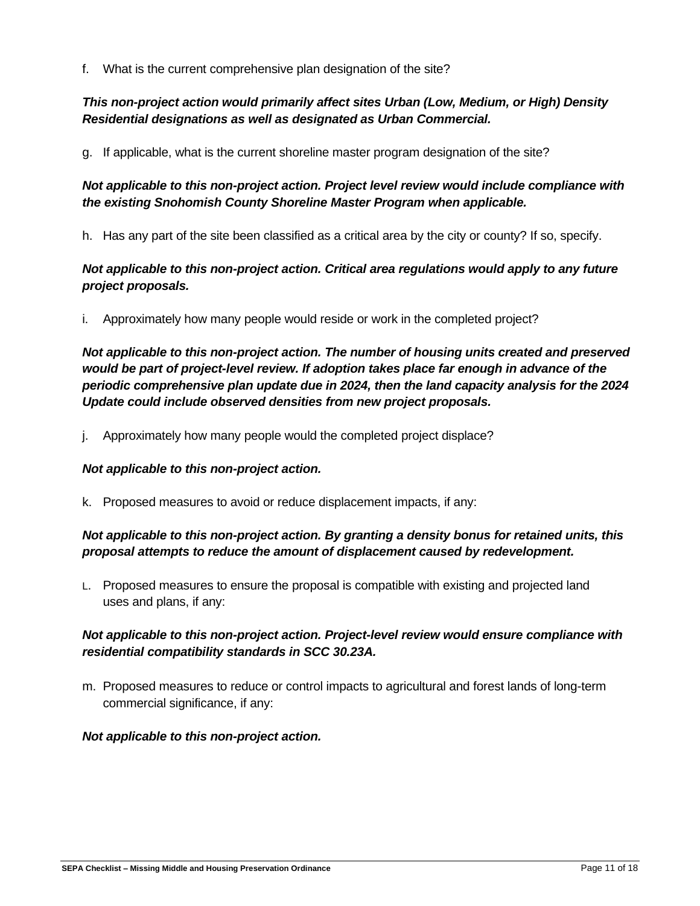f. What is the current comprehensive plan designation of the site?

***This non-project action would primarily affect sites Urban (Low, Medium, or High) Density Residential designations as well as designated as Urban Commercial.***

g. If applicable, what is the current shoreline master program designation of the site?

***Not applicable to this non-project action. Project level review would include compliance with the existing Snohomish County Shoreline Master Program when applicable.***

h. Has any part of the site been classified as a critical area by the city or county? If so, specify.

***Not applicable to this non-project action. Critical area regulations would apply to any future project proposals.***

i. Approximately how many people would reside or work in the completed project?

***Not applicable to this non-project action. The number of housing units created and preserved would be part of project-level review. If adoption takes place far enough in advance of the periodic comprehensive plan update due in 2024, then the land capacity analysis for the 2024 Update could include observed densities from new project proposals.***

j. Approximately how many people would the completed project displace?

***Not applicable to this non-project action.***

k. Proposed measures to avoid or reduce displacement impacts, if any:

***Not applicable to this non-project action. By granting a density bonus for retained units, this proposal attempts to reduce the amount of displacement caused by redevelopment.***

L. Proposed measures to ensure the proposal is compatible with existing and projected land uses and plans, if any:

***Not applicable to this non-project action. Project-level review would ensure compliance with residential compatibility standards in SCC 30.23A.***

m. Proposed measures to reduce or control impacts to agricultural and forest lands of long-term commercial significance, if any:

***Not applicable to this non-project action.***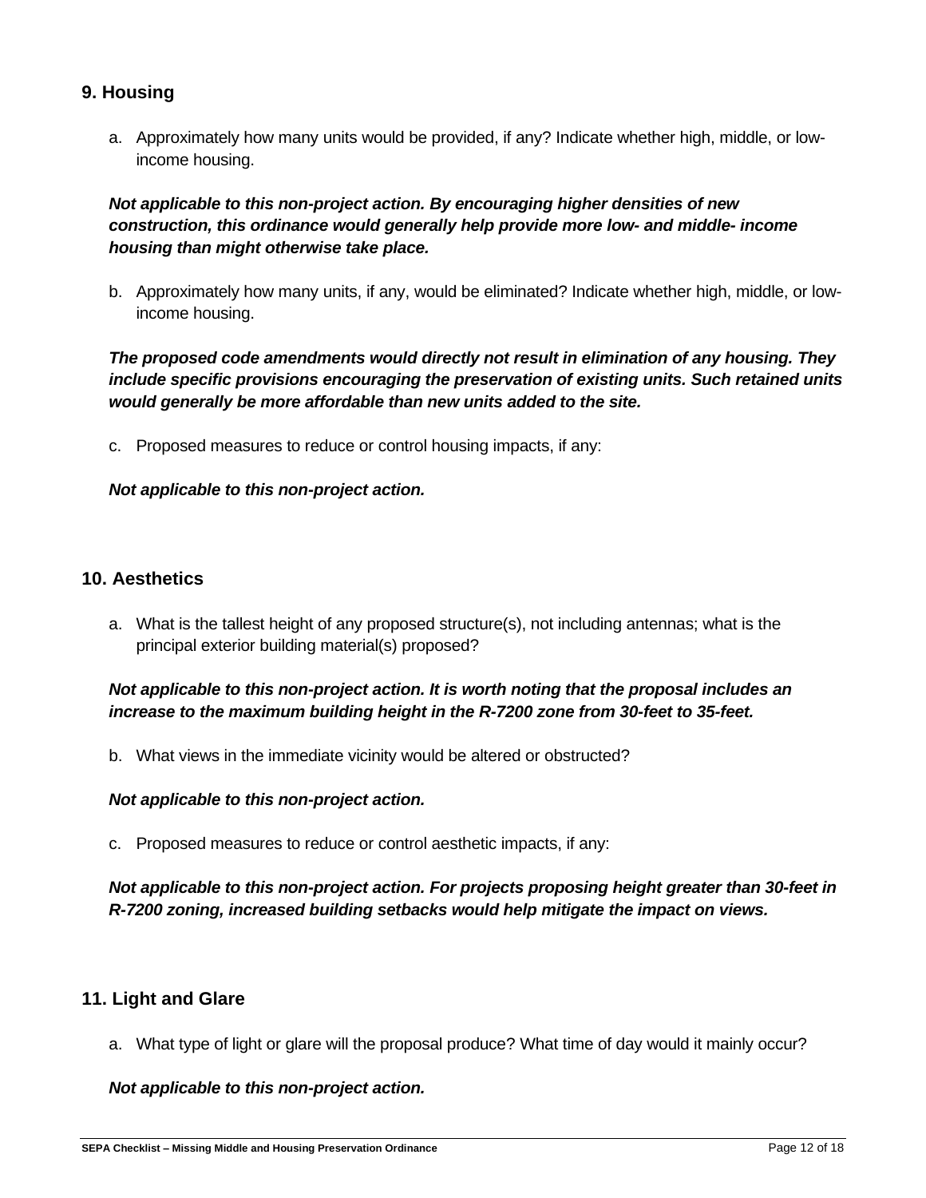## 9. Housing

a. Approximately how many units would be provided, if any? Indicate whether high, middle, or low-income housing.

***Not applicable to this non-project action. By encouraging higher densities of new construction, this ordinance would generally help provide more low- and middle- income housing than might otherwise take place.***

b. Approximately how many units, if any, would be eliminated? Indicate whether high, middle, or low-income housing.

***The proposed code amendments would directly not result in elimination of any housing. They include specific provisions encouraging the preservation of existing units. Such retained units would generally be more affordable than new units added to the site.***

c. Proposed measures to reduce or control housing impacts, if any:

***Not applicable to this non-project action.***

## 10. Aesthetics

a. What is the tallest height of any proposed structure(s), not including antennas; what is the principal exterior building material(s) proposed?

***Not applicable to this non-project action. It is worth noting that the proposal includes an increase to the maximum building height in the R-7200 zone from 30-feet to 35-feet.***

b. What views in the immediate vicinity would be altered or obstructed?

***Not applicable to this non-project action.***

c. Proposed measures to reduce or control aesthetic impacts, if any:

***Not applicable to this non-project action. For projects proposing height greater than 30-feet in R-7200 zoning, increased building setbacks would help mitigate the impact on views.***

## 11. Light and Glare

a. What type of light or glare will the proposal produce? What time of day would it mainly occur?

***Not applicable to this non-project action.***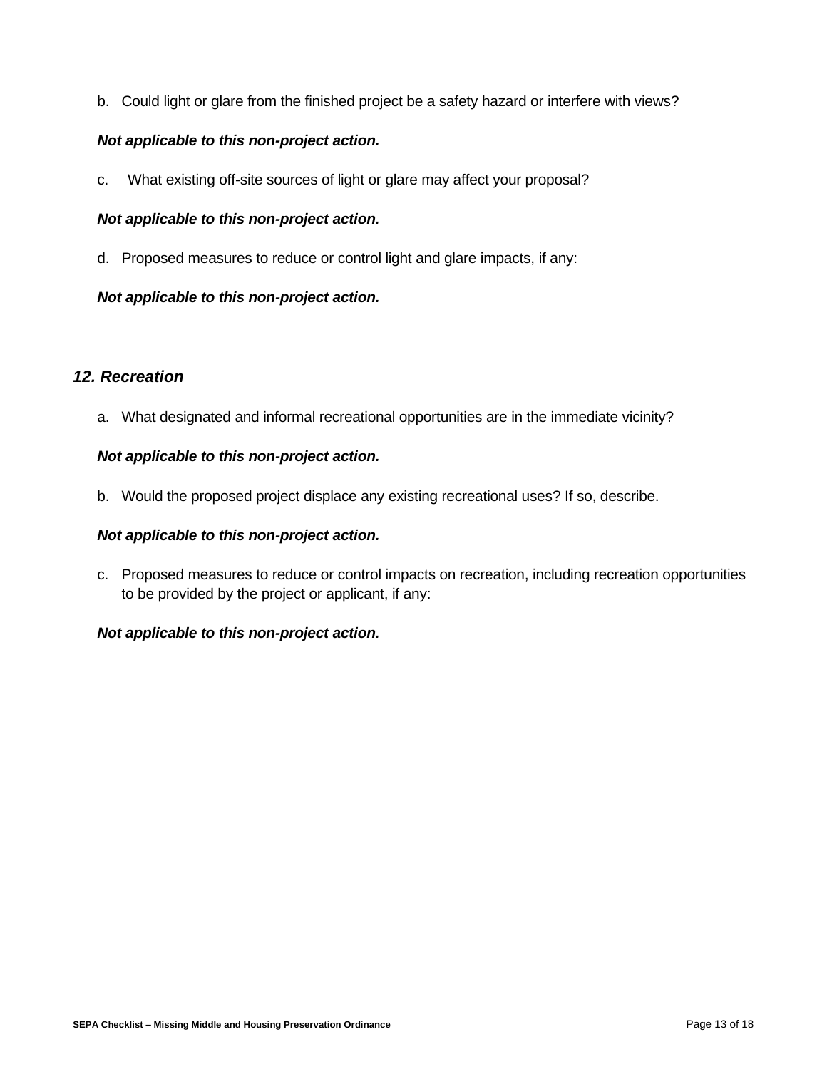b. Could light or glare from the finished project be a safety hazard or interfere with views?

***Not applicable to this non-project action.***

c. What existing off-site sources of light or glare may affect your proposal?

***Not applicable to this non-project action.***

d. Proposed measures to reduce or control light and glare impacts, if any:

***Not applicable to this non-project action.***

## *12. Recreation*

a. What designated and informal recreational opportunities are in the immediate vicinity?

***Not applicable to this non-project action.***

b. Would the proposed project displace any existing recreational uses? If so, describe.

***Not applicable to this non-project action.***

c. Proposed measures to reduce or control impacts on recreation, including recreation opportunities to be provided by the project or applicant, if any:

***Not applicable to this non-project action.***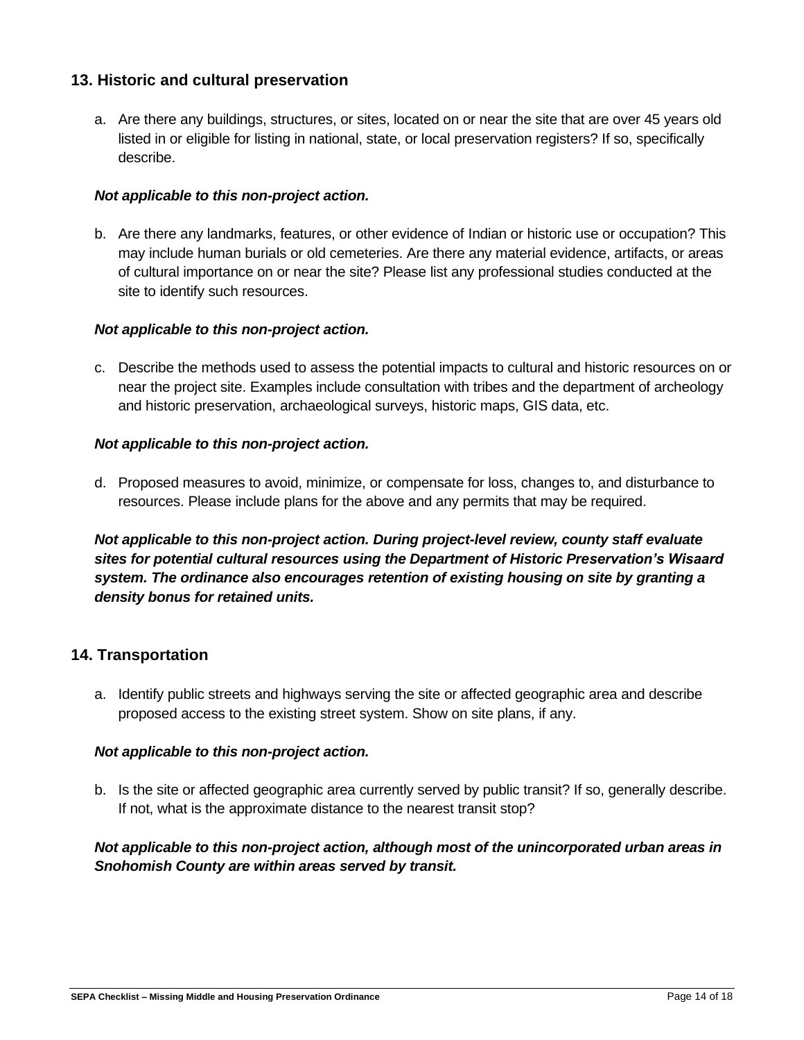## 13. Historic and cultural preservation

a. Are there any buildings, structures, or sites, located on or near the site that are over 45 years old listed in or eligible for listing in national, state, or local preservation registers? If so, specifically describe.

***Not applicable to this non-project action.***

b. Are there any landmarks, features, or other evidence of Indian or historic use or occupation? This may include human burials or old cemeteries. Are there any material evidence, artifacts, or areas of cultural importance on or near the site? Please list any professional studies conducted at the site to identify such resources.

***Not applicable to this non-project action.***

c. Describe the methods used to assess the potential impacts to cultural and historic resources on or near the project site. Examples include consultation with tribes and the department of archeology and historic preservation, archaeological surveys, historic maps, GIS data, etc.

***Not applicable to this non-project action.***

d. Proposed measures to avoid, minimize, or compensate for loss, changes to, and disturbance to resources. Please include plans for the above and any permits that may be required.

***Not applicable to this non-project action. During project-level review, county staff evaluate sites for potential cultural resources using the Department of Historic Preservation's Wisaard system. The ordinance also encourages retention of existing housing on site by granting a density bonus for retained units.***

## 14. Transportation

a. Identify public streets and highways serving the site or affected geographic area and describe proposed access to the existing street system. Show on site plans, if any.

***Not applicable to this non-project action.***

b. Is the site or affected geographic area currently served by public transit? If so, generally describe. If not, what is the approximate distance to the nearest transit stop?

***Not applicable to this non-project action, although most of the unincorporated urban areas in Snohomish County are within areas served by transit.***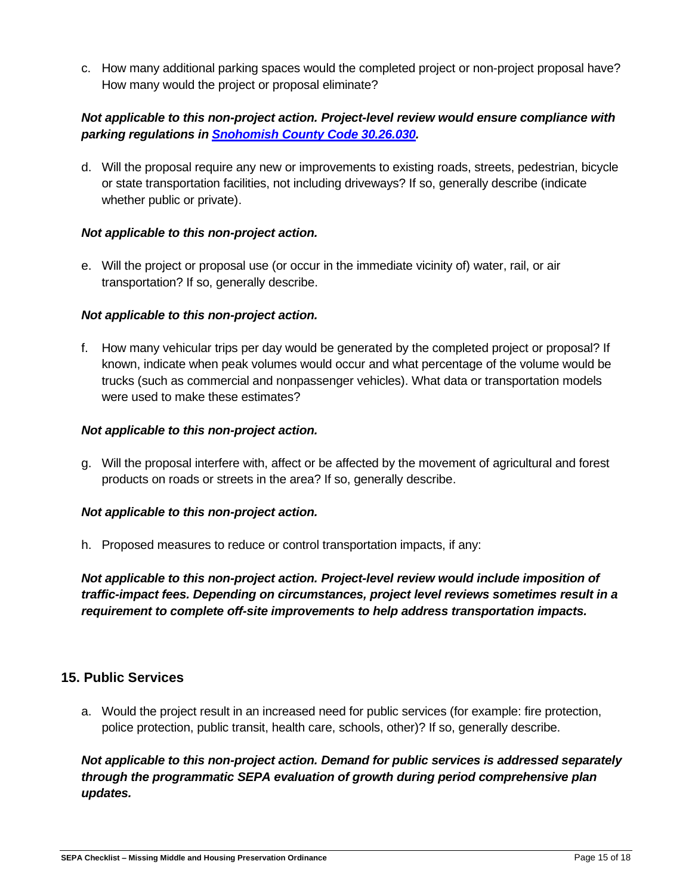c. How many additional parking spaces would the completed project or non-project proposal have? How many would the project or proposal eliminate?

***Not applicable to this non-project action. Project-level review would ensure compliance with parking regulations in [Snohomish County Code 30.26.030](#).***

d. Will the proposal require any new or improvements to existing roads, streets, pedestrian, bicycle or state transportation facilities, not including driveways? If so, generally describe (indicate whether public or private).

***Not applicable to this non-project action.***

e. Will the project or proposal use (or occur in the immediate vicinity of) water, rail, or air transportation? If so, generally describe.

***Not applicable to this non-project action.***

f. How many vehicular trips per day would be generated by the completed project or proposal? If known, indicate when peak volumes would occur and what percentage of the volume would be trucks (such as commercial and nonpassenger vehicles). What data or transportation models were used to make these estimates?

***Not applicable to this non-project action.***

g. Will the proposal interfere with, affect or be affected by the movement of agricultural and forest products on roads or streets in the area? If so, generally describe.

***Not applicable to this non-project action.***

h. Proposed measures to reduce or control transportation impacts, if any:

***Not applicable to this non-project action. Project-level review would include imposition of traffic-impact fees. Depending on circumstances, project level reviews sometimes result in a requirement to complete off-site improvements to help address transportation impacts.***

## 15. Public Services

a. Would the project result in an increased need for public services (for example: fire protection, police protection, public transit, health care, schools, other)? If so, generally describe.

***Not applicable to this non-project action. Demand for public services is addressed separately through the programmatic SEPA evaluation of growth during period comprehensive plan updates.***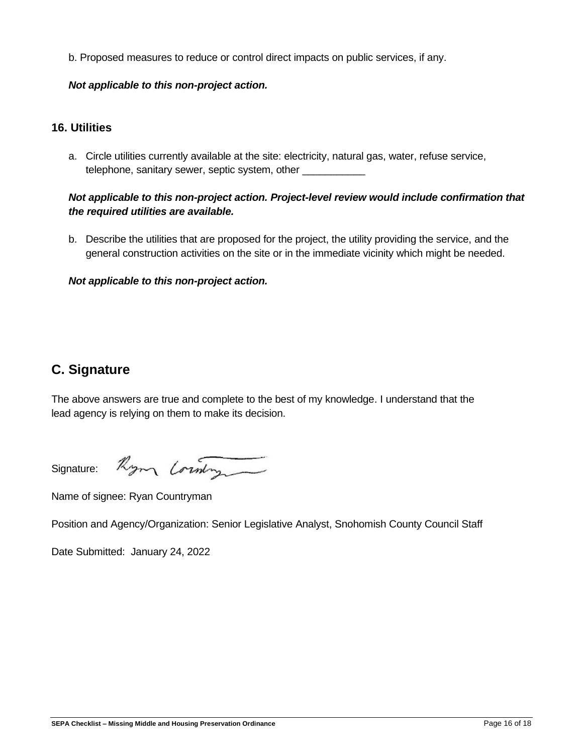b. Proposed measures to reduce or control direct impacts on public services, if any.

***Not applicable to this non-project action.***

### 16. Utilities

a. Circle utilities currently available at the site: electricity, natural gas, water, refuse service, telephone, sanitary sewer, septic system, other ___________

***Not applicable to this non-project action. Project-level review would include confirmation that the required utilities are available.***

b. Describe the utilities that are proposed for the project, the utility providing the service, and the general construction activities on the site or in the immediate vicinity which might be needed.

***Not applicable to this non-project action.***

## C. Signature

The above answers are true and complete to the best of my knowledge. I understand that the lead agency is relying on them to make its decision.

Signature: Ryan Countryman

Name of signee: Ryan Countryman

Position and Agency/Organization: Senior Legislative Analyst, Snohomish County Council Staff

Date Submitted: January 24, 2022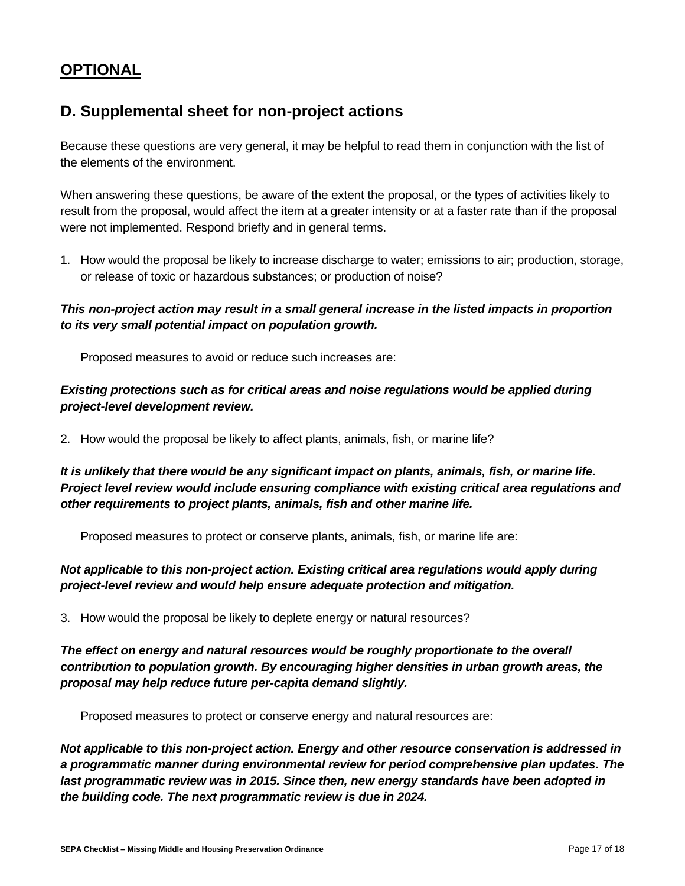## **OPTIONAL**

## D. Supplemental sheet for non-project actions

Because these questions are very general, it may be helpful to read them in conjunction with the list of the elements of the environment.

When answering these questions, be aware of the extent the proposal, or the types of activities likely to result from the proposal, would affect the item at a greater intensity or at a faster rate than if the proposal were not implemented. Respond briefly and in general terms.

1. How would the proposal be likely to increase discharge to water; emissions to air; production, storage, or release of toxic or hazardous substances; or production of noise?

***This non-project action may result in a small general increase in the listed impacts in proportion to its very small potential impact on population growth.***

Proposed measures to avoid or reduce such increases are:

***Existing protections such as for critical areas and noise regulations would be applied during project-level development review.***

2. How would the proposal be likely to affect plants, animals, fish, or marine life?

***It is unlikely that there would be any significant impact on plants, animals, fish, or marine life. Project level review would include ensuring compliance with existing critical area regulations and other requirements to project plants, animals, fish and other marine life.***

Proposed measures to protect or conserve plants, animals, fish, or marine life are:

***Not applicable to this non-project action. Existing critical area regulations would apply during project-level review and would help ensure adequate protection and mitigation.***

3. How would the proposal be likely to deplete energy or natural resources?

***The effect on energy and natural resources would be roughly proportionate to the overall contribution to population growth. By encouraging higher densities in urban growth areas, the proposal may help reduce future per-capita demand slightly.***

Proposed measures to protect or conserve energy and natural resources are:

***Not applicable to this non-project action. Energy and other resource conservation is addressed in a programmatic manner during environmental review for period comprehensive plan updates. The last programmatic review was in 2015. Since then, new energy standards have been adopted in the building code. The next programmatic review is due in 2024.***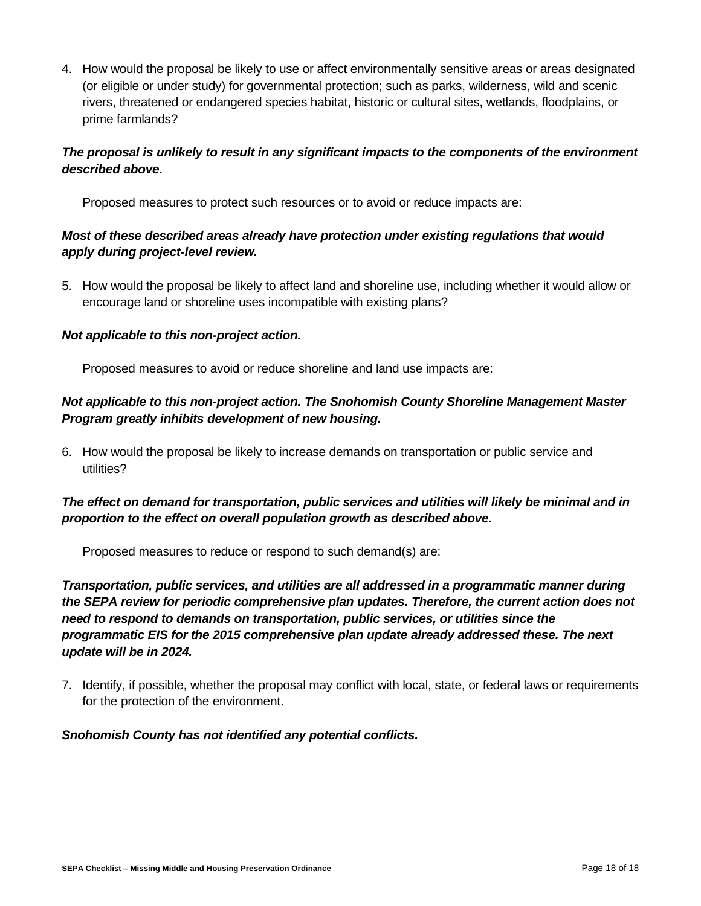4. How would the proposal be likely to use or affect environmentally sensitive areas or areas designated (or eligible or under study) for governmental protection; such as parks, wilderness, wild and scenic rivers, threatened or endangered species habitat, historic or cultural sites, wetlands, floodplains, or prime farmlands?

***The proposal is unlikely to result in any significant impacts to the components of the environment described above.***

Proposed measures to protect such resources or to avoid or reduce impacts are:

***Most of these described areas already have protection under existing regulations that would apply during project-level review.***

5. How would the proposal be likely to affect land and shoreline use, including whether it would allow or encourage land or shoreline uses incompatible with existing plans?

***Not applicable to this non-project action.***

Proposed measures to avoid or reduce shoreline and land use impacts are:

***Not applicable to this non-project action. The Snohomish County Shoreline Management Master Program greatly inhibits development of new housing.***

6. How would the proposal be likely to increase demands on transportation or public service and utilities?

***The effect on demand for transportation, public services and utilities will likely be minimal and in proportion to the effect on overall population growth as described above.***

Proposed measures to reduce or respond to such demand(s) are:

***Transportation, public services, and utilities are all addressed in a programmatic manner during the SEPA review for periodic comprehensive plan updates. Therefore, the current action does not need to respond to demands on transportation, public services, or utilities since the programmatic EIS for the 2015 comprehensive plan update already addressed these. The next update will be in 2024.***

7. Identify, if possible, whether the proposal may conflict with local, state, or federal laws or requirements for the protection of the environment.

***Snohomish County has not identified any potential conflicts.***